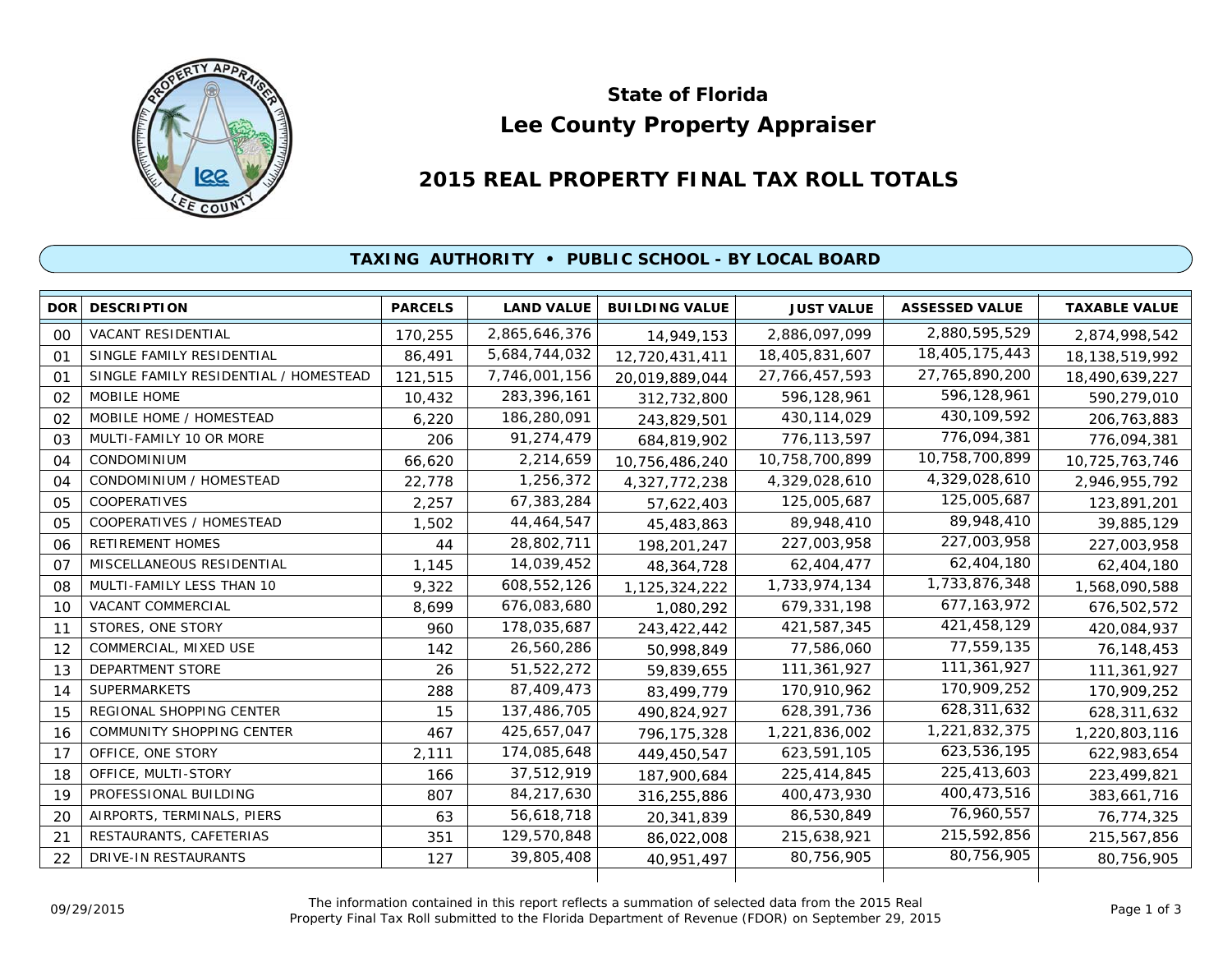## State of Florida
# Lee County Property Appraiser

## 2015 REAL PROPERTY FINAL TAX ROLL TOTALS

### TAXING AUTHORITY • PUBLIC SCHOOL - BY LOCAL BOARD

| DOR | DESCRIPTION | PARCELS | LAND VALUE | BUILDING VALUE | JUST VALUE | ASSESSED VALUE | TAXABLE VALUE |
|---|---|---|---|---|---|---|---|
| 00 | VACANT RESIDENTIAL | 170,255 | 2,865,646,376 | 14,949,153 | 2,886,097,099 | 2,880,595,529 | 2,874,998,542 |
| 01 | SINGLE FAMILY RESIDENTIAL | 86,491 | 5,684,744,032 | 12,720,431,411 | 18,405,831,607 | 18,405,175,443 | 18,138,519,992 |
| 01 | SINGLE FAMILY RESIDENTIAL / HOMESTEAD | 121,515 | 7,746,001,156 | 20,019,889,044 | 27,766,457,593 | 27,765,890,200 | 18,490,639,227 |
| 02 | MOBILE HOME | 10,432 | 283,396,161 | 312,732,800 | 596,128,961 | 596,128,961 | 590,279,010 |
| 02 | MOBILE HOME / HOMESTEAD | 6,220 | 186,280,091 | 243,829,501 | 430,114,029 | 430,109,592 | 206,763,883 |
| 03 | MULTI-FAMILY 10 OR MORE | 206 | 91,274,479 | 684,819,902 | 776,113,597 | 776,094,381 | 776,094,381 |
| 04 | CONDOMINIUM | 66,620 | 2,214,659 | 10,756,486,240 | 10,758,700,899 | 10,758,700,899 | 10,725,763,746 |
| 04 | CONDOMINIUM / HOMESTEAD | 22,778 | 1,256,372 | 4,327,772,238 | 4,329,028,610 | 4,329,028,610 | 2,946,955,792 |
| 05 | COOPERATIVES | 2,257 | 67,383,284 | 57,622,403 | 125,005,687 | 125,005,687 | 123,891,201 |
| 05 | COOPERATIVES / HOMESTEAD | 1,502 | 44,464,547 | 45,483,863 | 89,948,410 | 89,948,410 | 39,885,129 |
| 06 | RETIREMENT HOMES | 44 | 28,802,711 | 198,201,247 | 227,003,958 | 227,003,958 | 227,003,958 |
| 07 | MISCELLANEOUS RESIDENTIAL | 1,145 | 14,039,452 | 48,364,728 | 62,404,477 | 62,404,180 | 62,404,180 |
| 08 | MULTI-FAMILY LESS THAN 10 | 9,322 | 608,552,126 | 1,125,324,222 | 1,733,974,134 | 1,733,876,348 | 1,568,090,588 |
| 10 | VACANT COMMERCIAL | 8,699 | 676,083,680 | 1,080,292 | 679,331,198 | 677,163,972 | 676,502,572 |
| 11 | STORES, ONE STORY | 960 | 178,035,687 | 243,422,442 | 421,587,345 | 421,458,129 | 420,084,937 |
| 12 | COMMERCIAL, MIXED USE | 142 | 26,560,286 | 50,998,849 | 77,586,060 | 77,559,135 | 76,148,453 |
| 13 | DEPARTMENT STORE | 26 | 51,522,272 | 59,839,655 | 111,361,927 | 111,361,927 | 111,361,927 |
| 14 | SUPERMARKETS | 288 | 87,409,473 | 83,499,779 | 170,910,962 | 170,909,252 | 170,909,252 |
| 15 | REGIONAL SHOPPING CENTER | 15 | 137,486,705 | 490,824,927 | 628,391,736 | 628,311,632 | 628,311,632 |
| 16 | COMMUNITY SHOPPING CENTER | 467 | 425,657,047 | 796,175,328 | 1,221,836,002 | 1,221,832,375 | 1,220,803,116 |
| 17 | OFFICE, ONE STORY | 2,111 | 174,085,648 | 449,450,547 | 623,591,105 | 623,536,195 | 622,983,654 |
| 18 | OFFICE, MULTI-STORY | 166 | 37,512,919 | 187,900,684 | 225,414,845 | 225,413,603 | 223,499,821 |
| 19 | PROFESSIONAL BUILDING | 807 | 84,217,630 | 316,255,886 | 400,473,930 | 400,473,516 | 383,661,716 |
| 20 | AIRPORTS, TERMINALS, PIERS | 63 | 56,618,718 | 20,341,839 | 86,530,849 | 76,960,557 | 76,774,325 |
| 21 | RESTAURANTS, CAFETERIAS | 351 | 129,570,848 | 86,022,008 | 215,638,921 | 215,592,856 | 215,567,856 |
| 22 | DRIVE-IN RESTAURANTS | 127 | 39,805,408 | 40,951,497 | 80,756,905 | 80,756,905 | 80,756,905 |

09/29/2015

The information contained in this report reflects a summation of selected data from the 2015 Real Property Final Tax Roll submitted to the Florida Department of Revenue (FDOR) on September 29, 2015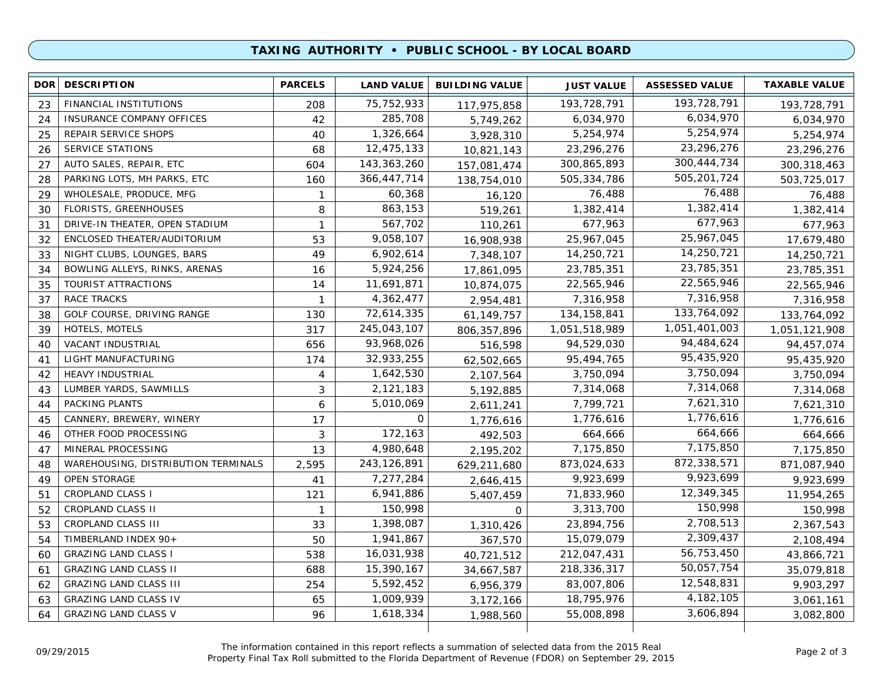## TAXING AUTHORITY • PUBLIC SCHOOL - BY LOCAL BOARD

| DOR | DESCRIPTION | PARCELS | LAND VALUE | BUILDING VALUE | JUST VALUE | ASSESSED VALUE | TAXABLE VALUE |
|---|---|---|---|---|---|---|---|
| 23 | FINANCIAL INSTITUTIONS | 208 | 75,752,933 | 117,975,858 | 193,728,791 | 193,728,791 | 193,728,791 |
| 24 | INSURANCE COMPANY OFFICES | 42 | 285,708 | 5,749,262 | 6,034,970 | 6,034,970 | 6,034,970 |
| 25 | REPAIR SERVICE SHOPS | 40 | 1,326,664 | 3,928,310 | 5,254,974 | 5,254,974 | 5,254,974 |
| 26 | SERVICE STATIONS | 68 | 12,475,133 | 10,821,143 | 23,296,276 | 23,296,276 | 23,296,276 |
| 27 | AUTO SALES, REPAIR, ETC | 604 | 143,363,260 | 157,081,474 | 300,865,893 | 300,444,734 | 300,318,463 |
| 28 | PARKING LOTS, MH PARKS, ETC | 160 | 366,447,714 | 138,754,010 | 505,334,786 | 505,201,724 | 503,725,017 |
| 29 | WHOLESALE, PRODUCE, MFG | 1 | 60,368 | 16,120 | 76,488 | 76,488 | 76,488 |
| 30 | FLORISTS, GREENHOUSES | 8 | 863,153 | 519,261 | 1,382,414 | 1,382,414 | 1,382,414 |
| 31 | DRIVE-IN THEATER, OPEN STADIUM | 1 | 567,702 | 110,261 | 677,963 | 677,963 | 677,963 |
| 32 | ENCLOSED THEATER/AUDITORIUM | 53 | 9,058,107 | 16,908,938 | 25,967,045 | 25,967,045 | 17,679,480 |
| 33 | NIGHT CLUBS, LOUNGES, BARS | 49 | 6,902,614 | 7,348,107 | 14,250,721 | 14,250,721 | 14,250,721 |
| 34 | BOWLING ALLEYS, RINKS, ARENAS | 16 | 5,924,256 | 17,861,095 | 23,785,351 | 23,785,351 | 23,785,351 |
| 35 | TOURIST ATTRACTIONS | 14 | 11,691,871 | 10,874,075 | 22,565,946 | 22,565,946 | 22,565,946 |
| 37 | RACE TRACKS | 1 | 4,362,477 | 2,954,481 | 7,316,958 | 7,316,958 | 7,316,958 |
| 38 | GOLF COURSE, DRIVING RANGE | 130 | 72,614,335 | 61,149,757 | 134,158,841 | 133,764,092 | 133,764,092 |
| 39 | HOTELS, MOTELS | 317 | 245,043,107 | 806,357,896 | 1,051,518,989 | 1,051,401,003 | 1,051,121,908 |
| 40 | VACANT INDUSTRIAL | 656 | 93,968,026 | 516,598 | 94,529,030 | 94,484,624 | 94,457,074 |
| 41 | LIGHT MANUFACTURING | 174 | 32,933,255 | 62,502,665 | 95,494,765 | 95,435,920 | 95,435,920 |
| 42 | HEAVY INDUSTRIAL | 4 | 1,642,530 | 2,107,564 | 3,750,094 | 3,750,094 | 3,750,094 |
| 43 | LUMBER YARDS, SAWMILLS | 3 | 2,121,183 | 5,192,885 | 7,314,068 | 7,314,068 | 7,314,068 |
| 44 | PACKING PLANTS | 6 | 5,010,069 | 2,611,241 | 7,799,721 | 7,621,310 | 7,621,310 |
| 45 | CANNERY, BREWERY, WINERY | 17 | 0 | 1,776,616 | 1,776,616 | 1,776,616 | 1,776,616 |
| 46 | OTHER FOOD PROCESSING | 3 | 172,163 | 492,503 | 664,666 | 664,666 | 664,666 |
| 47 | MINERAL PROCESSING | 13 | 4,980,648 | 2,195,202 | 7,175,850 | 7,175,850 | 7,175,850 |
| 48 | WAREHOUSING, DISTRIBUTION TERMINALS | 2,595 | 243,126,891 | 629,211,680 | 873,024,633 | 872,338,571 | 871,087,940 |
| 49 | OPEN STORAGE | 41 | 7,277,284 | 2,646,415 | 9,923,699 | 9,923,699 | 9,923,699 |
| 51 | CROPLAND CLASS I | 121 | 6,941,886 | 5,407,459 | 71,833,960 | 12,349,345 | 11,954,265 |
| 52 | CROPLAND CLASS II | 1 | 150,998 | 0 | 3,313,700 | 150,998 | 150,998 |
| 53 | CROPLAND CLASS III | 33 | 1,398,087 | 1,310,426 | 23,894,756 | 2,708,513 | 2,367,543 |
| 54 | TIMBERLAND INDEX 90+ | 50 | 1,941,867 | 367,570 | 15,079,079 | 2,309,437 | 2,108,494 |
| 60 | GRAZING LAND CLASS I | 538 | 16,031,938 | 40,721,512 | 212,047,431 | 56,753,450 | 43,866,721 |
| 61 | GRAZING LAND CLASS II | 688 | 15,390,167 | 34,667,587 | 218,336,317 | 50,057,754 | 35,079,818 |
| 62 | GRAZING LAND CLASS III | 254 | 5,592,452 | 6,956,379 | 83,007,806 | 12,548,831 | 9,903,297 |
| 63 | GRAZING LAND CLASS IV | 65 | 1,009,939 | 3,172,166 | 18,795,976 | 4,182,105 | 3,061,161 |
| 64 | GRAZING LAND CLASS V | 96 | 1,618,334 | 1,988,560 | 55,008,898 | 3,606,894 | 3,082,800 |

09/29/2015

The information contained in this report reflects a summation of selected data from the 2015 Real Property Final Tax Roll submitted to the Florida Department of Revenue (FDOR) on September 29, 2015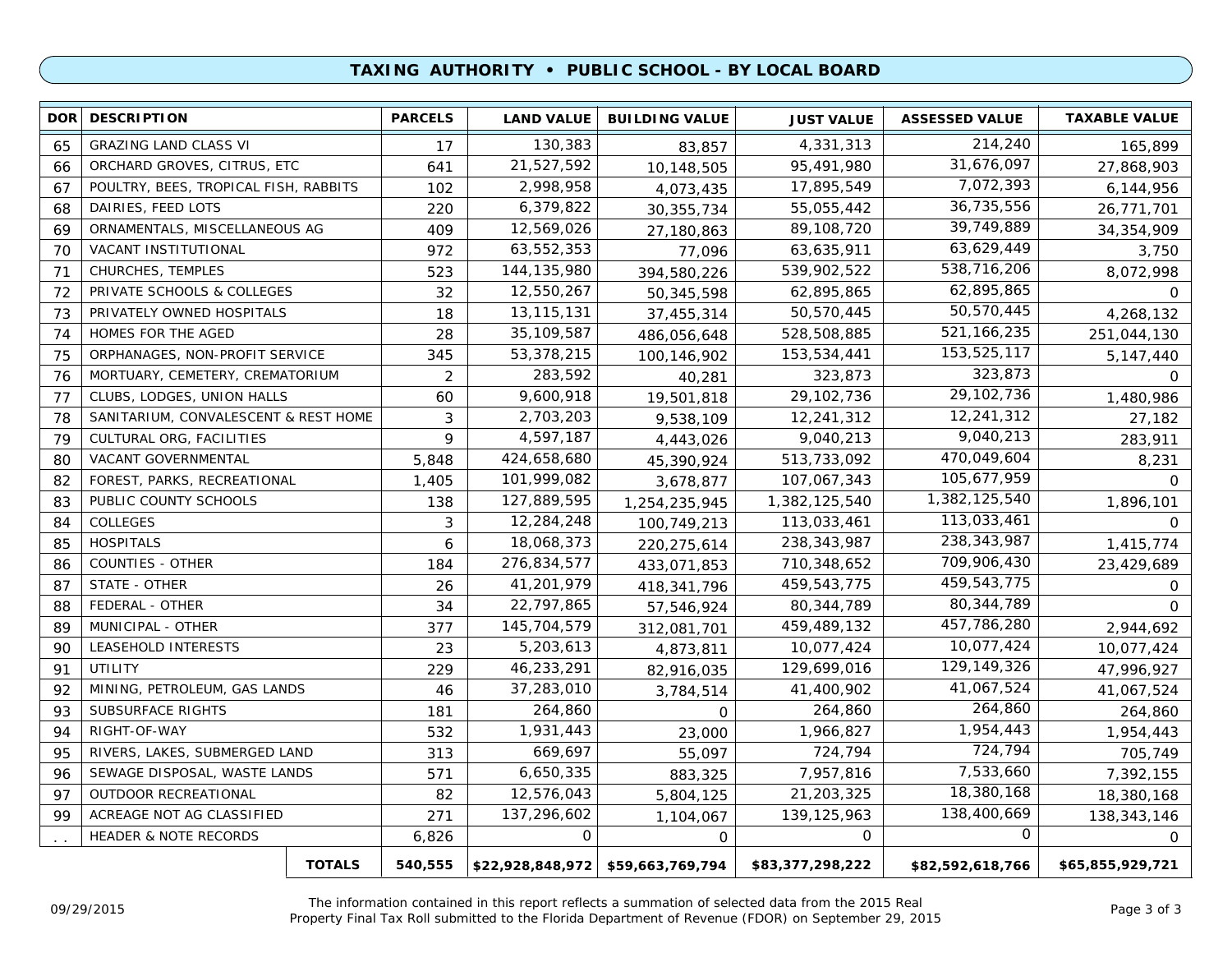## TAXING AUTHORITY • PUBLIC SCHOOL - BY LOCAL BOARD

| DOR | DESCRIPTION | PARCELS | LAND VALUE | BUILDING VALUE | JUST VALUE | ASSESSED VALUE | TAXABLE VALUE |
|---|---|---|---|---|---|---|---|
| 65 | GRAZING LAND CLASS VI | 17 | 130,383 | 83,857 | 4,331,313 | 214,240 | 165,899 |
| 66 | ORCHARD GROVES, CITRUS, ETC | 641 | 21,527,592 | 10,148,505 | 95,491,980 | 31,676,097 | 27,868,903 |
| 67 | POULTRY, BEES, TROPICAL FISH, RABBITS | 102 | 2,998,958 | 4,073,435 | 17,895,549 | 7,072,393 | 6,144,956 |
| 68 | DAIRIES, FEED LOTS | 220 | 6,379,822 | 30,355,734 | 55,055,442 | 36,735,556 | 26,771,701 |
| 69 | ORNAMENTALS, MISCELLANEOUS AG | 409 | 12,569,026 | 27,180,863 | 89,108,720 | 39,749,889 | 34,354,909 |
| 70 | VACANT INSTITUTIONAL | 972 | 63,552,353 | 77,096 | 63,635,911 | 63,629,449 | 3,750 |
| 71 | CHURCHES, TEMPLES | 523 | 144,135,980 | 394,580,226 | 539,902,522 | 538,716,206 | 8,072,998 |
| 72 | PRIVATE SCHOOLS & COLLEGES | 32 | 12,550,267 | 50,345,598 | 62,895,865 | 62,895,865 | 0 |
| 73 | PRIVATELY OWNED HOSPITALS | 18 | 13,115,131 | 37,455,314 | 50,570,445 | 50,570,445 | 4,268,132 |
| 74 | HOMES FOR THE AGED | 28 | 35,109,587 | 486,056,648 | 528,508,885 | 521,166,235 | 251,044,130 |
| 75 | ORPHANAGES, NON-PROFIT SERVICE | 345 | 53,378,215 | 100,146,902 | 153,534,441 | 153,525,117 | 5,147,440 |
| 76 | MORTUARY, CEMETERY, CREMATORIUM | 2 | 283,592 | 40,281 | 323,873 | 323,873 | 0 |
| 77 | CLUBS, LODGES, UNION HALLS | 60 | 9,600,918 | 19,501,818 | 29,102,736 | 29,102,736 | 1,480,986 |
| 78 | SANITARIUM, CONVALESCENT & REST HOME | 3 | 2,703,203 | 9,538,109 | 12,241,312 | 12,241,312 | 27,182 |
| 79 | CULTURAL ORG, FACILITIES | 9 | 4,597,187 | 4,443,026 | 9,040,213 | 9,040,213 | 283,911 |
| 80 | VACANT GOVERNMENTAL | 5,848 | 424,658,680 | 45,390,924 | 513,733,092 | 470,049,604 | 8,231 |
| 82 | FOREST, PARKS, RECREATIONAL | 1,405 | 101,999,082 | 3,678,877 | 107,067,343 | 105,677,959 | 0 |
| 83 | PUBLIC COUNTY SCHOOLS | 138 | 127,889,595 | 1,254,235,945 | 1,382,125,540 | 1,382,125,540 | 1,896,101 |
| 84 | COLLEGES | 3 | 12,284,248 | 100,749,213 | 113,033,461 | 113,033,461 | 0 |
| 85 | HOSPITALS | 6 | 18,068,373 | 220,275,614 | 238,343,987 | 238,343,987 | 1,415,774 |
| 86 | COUNTIES - OTHER | 184 | 276,834,577 | 433,071,853 | 710,348,652 | 709,906,430 | 23,429,689 |
| 87 | STATE - OTHER | 26 | 41,201,979 | 418,341,796 | 459,543,775 | 459,543,775 | 0 |
| 88 | FEDERAL - OTHER | 34 | 22,797,865 | 57,546,924 | 80,344,789 | 80,344,789 | 0 |
| 89 | MUNICIPAL - OTHER | 377 | 145,704,579 | 312,081,701 | 459,489,132 | 457,786,280 | 2,944,692 |
| 90 | LEASEHOLD INTERESTS | 23 | 5,203,613 | 4,873,811 | 10,077,424 | 10,077,424 | 10,077,424 |
| 91 | UTILITY | 229 | 46,233,291 | 82,916,035 | 129,699,016 | 129,149,326 | 47,996,927 |
| 92 | MINING, PETROLEUM, GAS LANDS | 46 | 37,283,010 | 3,784,514 | 41,400,902 | 41,067,524 | 41,067,524 |
| 93 | SUBSURFACE RIGHTS | 181 | 264,860 | 0 | 264,860 | 264,860 | 264,860 |
| 94 | RIGHT-OF-WAY | 532 | 1,931,443 | 23,000 | 1,966,827 | 1,954,443 | 1,954,443 |
| 95 | RIVERS, LAKES, SUBMERGED LAND | 313 | 669,697 | 55,097 | 724,794 | 724,794 | 705,749 |
| 96 | SEWAGE DISPOSAL, WASTE LANDS | 571 | 6,650,335 | 883,325 | 7,957,816 | 7,533,660 | 7,392,155 |
| 97 | OUTDOOR RECREATIONAL | 82 | 12,576,043 | 5,804,125 | 21,203,325 | 18,380,168 | 18,380,168 |
| 99 | ACREAGE NOT AG CLASSIFIED | 271 | 137,296,602 | 1,104,067 | 139,125,963 | 138,400,669 | 138,343,146 |
| . . | HEADER & NOTE RECORDS | 6,826 | 0 | 0 | 0 | 0 | 0 |
| | **TOTALS** | **540,555** | **$22,928,848,972** | **$59,663,769,794** | **$83,377,298,222** | **$82,592,618,766** | **$65,855,929,721** |

09/29/2015

The information contained in this report reflects a summation of selected data from the 2015 Real Property Final Tax Roll submitted to the Florida Department of Revenue (FDOR) on September 29, 2015